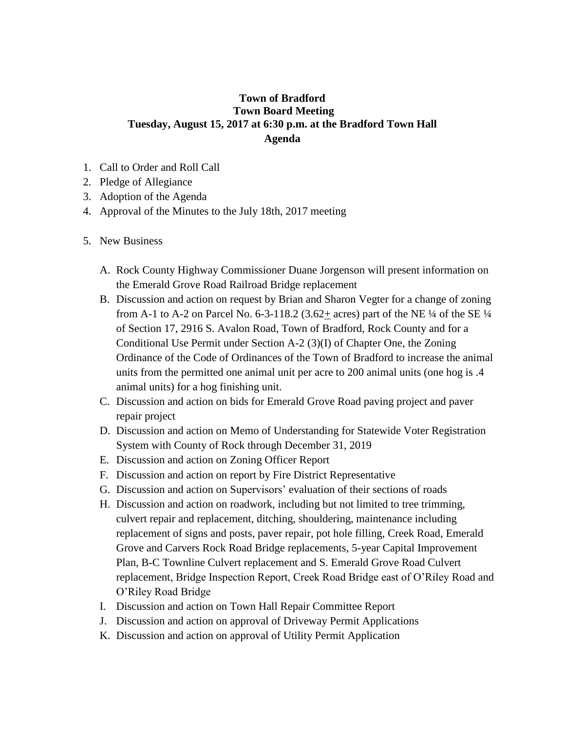**Town of Bradford**
**Town Board Meeting**
**Tuesday, August 15, 2017 at 6:30 p.m. at the Bradford Town Hall**
**Agenda**

1. Call to Order and Roll Call
2. Pledge of Allegiance
3. Adoption of the Agenda
4. Approval of the Minutes to the July 18th, 2017 meeting

5. New Business

   A. Rock County Highway Commissioner Duane Jorgenson will present information on the Emerald Grove Road Railroad Bridge replacement
   B. Discussion and action on request by Brian and Sharon Vegter for a change of zoning from A-1 to A-2 on Parcel No. 6-3-118.2 (3.62± acres) part of the NE ¼ of the SE ¼ of Section 17, 2916 S. Avalon Road, Town of Bradford, Rock County and for a Conditional Use Permit under Section A-2 (3)(I) of Chapter One, the Zoning Ordinance of the Code of Ordinances of the Town of Bradford to increase the animal units from the permitted one animal unit per acre to 200 animal units (one hog is .4 animal units) for a hog finishing unit.
   C. Discussion and action on bids for Emerald Grove Road paving project and paver repair project
   D. Discussion and action on Memo of Understanding for Statewide Voter Registration System with County of Rock through December 31, 2019
   E. Discussion and action on Zoning Officer Report
   F. Discussion and action on report by Fire District Representative
   G. Discussion and action on Supervisors' evaluation of their sections of roads
   H. Discussion and action on roadwork, including but not limited to tree trimming, culvert repair and replacement, ditching, shouldering, maintenance including replacement of signs and posts, paver repair, pot hole filling, Creek Road, Emerald Grove and Carvers Rock Road Bridge replacements, 5-year Capital Improvement Plan, B-C Townline Culvert replacement and S. Emerald Grove Road Culvert replacement, Bridge Inspection Report, Creek Road Bridge east of O'Riley Road and O'Riley Road Bridge
   I. Discussion and action on Town Hall Repair Committee Report
   J. Discussion and action on approval of Driveway Permit Applications
   K. Discussion and action on approval of Utility Permit Application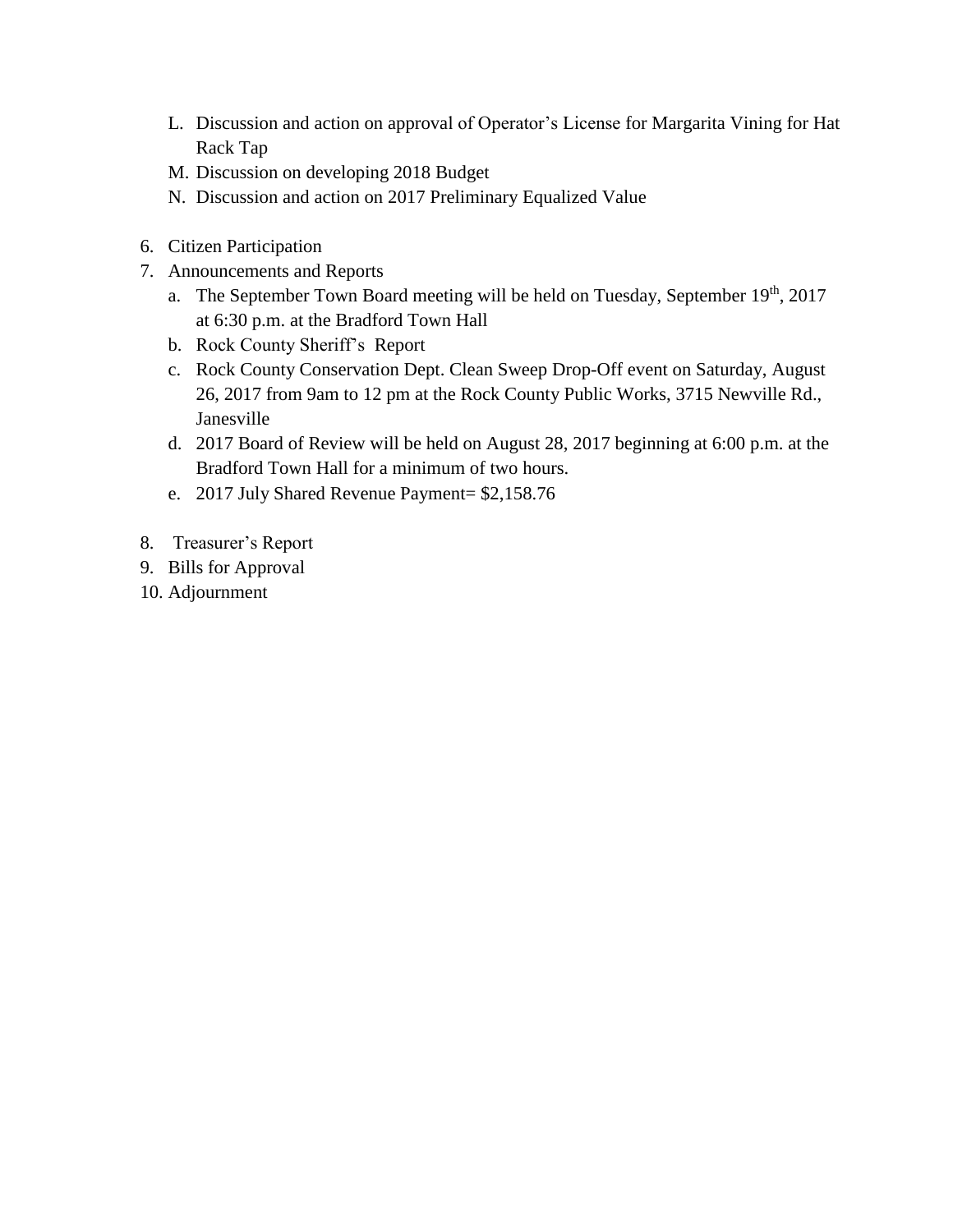L. Discussion and action on approval of Operator's License for Margarita Vining for Hat Rack Tap
M. Discussion on developing 2018 Budget
N. Discussion and action on 2017 Preliminary Equalized Value

6. Citizen Participation
7. Announcements and Reports
   a. The September Town Board meeting will be held on Tuesday, September 19th, 2017 at 6:30 p.m. at the Bradford Town Hall
   b. Rock County Sheriff's Report
   c. Rock County Conservation Dept. Clean Sweep Drop-Off event on Saturday, August 26, 2017 from 9am to 12 pm at the Rock County Public Works, 3715 Newville Rd., Janesville
   d. 2017 Board of Review will be held on August 28, 2017 beginning at 6:00 p.m. at the Bradford Town Hall for a minimum of two hours.
   e. 2017 July Shared Revenue Payment= $2,158.76

8. Treasurer's Report
9. Bills for Approval
10. Adjournment